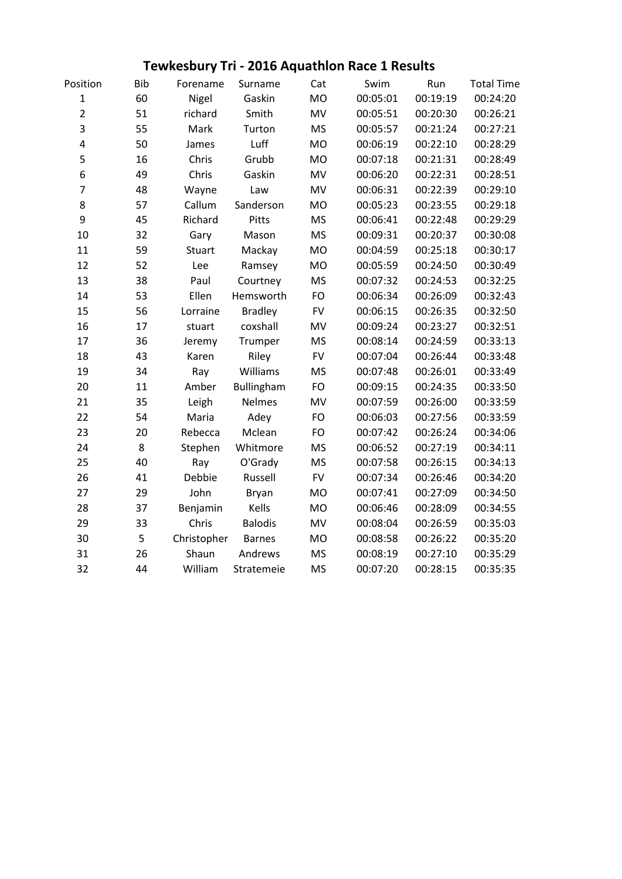# Tewkesbury Tri - 2016 Aquathlon Race 1 Results

| Position | Bib | Forename | Surname | Cat | Swim | Run | Total Time |
|---|---|---|---|---|---|---|---|
| 1 | 60 | Nigel | Gaskin | MO | 00:05:01 | 00:19:19 | 00:24:20 |
| 2 | 51 | richard | Smith | MV | 00:05:51 | 00:20:30 | 00:26:21 |
| 3 | 55 | Mark | Turton | MS | 00:05:57 | 00:21:24 | 00:27:21 |
| 4 | 50 | James | Luff | MO | 00:06:19 | 00:22:10 | 00:28:29 |
| 5 | 16 | Chris | Grubb | MO | 00:07:18 | 00:21:31 | 00:28:49 |
| 6 | 49 | Chris | Gaskin | MV | 00:06:20 | 00:22:31 | 00:28:51 |
| 7 | 48 | Wayne | Law | MV | 00:06:31 | 00:22:39 | 00:29:10 |
| 8 | 57 | Callum | Sanderson | MO | 00:05:23 | 00:23:55 | 00:29:18 |
| 9 | 45 | Richard | Pitts | MS | 00:06:41 | 00:22:48 | 00:29:29 |
| 10 | 32 | Gary | Mason | MS | 00:09:31 | 00:20:37 | 00:30:08 |
| 11 | 59 | Stuart | Mackay | MO | 00:04:59 | 00:25:18 | 00:30:17 |
| 12 | 52 | Lee | Ramsey | MO | 00:05:59 | 00:24:50 | 00:30:49 |
| 13 | 38 | Paul | Courtney | MS | 00:07:32 | 00:24:53 | 00:32:25 |
| 14 | 53 | Ellen | Hemsworth | FO | 00:06:34 | 00:26:09 | 00:32:43 |
| 15 | 56 | Lorraine | Bradley | FV | 00:06:15 | 00:26:35 | 00:32:50 |
| 16 | 17 | stuart | coxshall | MV | 00:09:24 | 00:23:27 | 00:32:51 |
| 17 | 36 | Jeremy | Trumper | MS | 00:08:14 | 00:24:59 | 00:33:13 |
| 18 | 43 | Karen | Riley | FV | 00:07:04 | 00:26:44 | 00:33:48 |
| 19 | 34 | Ray | Williams | MS | 00:07:48 | 00:26:01 | 00:33:49 |
| 20 | 11 | Amber | Bullingham | FO | 00:09:15 | 00:24:35 | 00:33:50 |
| 21 | 35 | Leigh | Nelmes | MV | 00:07:59 | 00:26:00 | 00:33:59 |
| 22 | 54 | Maria | Adey | FO | 00:06:03 | 00:27:56 | 00:33:59 |
| 23 | 20 | Rebecca | Mclean | FO | 00:07:42 | 00:26:24 | 00:34:06 |
| 24 | 8 | Stephen | Whitmore | MS | 00:06:52 | 00:27:19 | 00:34:11 |
| 25 | 40 | Ray | O'Grady | MS | 00:07:58 | 00:26:15 | 00:34:13 |
| 26 | 41 | Debbie | Russell | FV | 00:07:34 | 00:26:46 | 00:34:20 |
| 27 | 29 | John | Bryan | MO | 00:07:41 | 00:27:09 | 00:34:50 |
| 28 | 37 | Benjamin | Kells | MO | 00:06:46 | 00:28:09 | 00:34:55 |
| 29 | 33 | Chris | Balodis | MV | 00:08:04 | 00:26:59 | 00:35:03 |
| 30 | 5 | Christopher | Barnes | MO | 00:08:58 | 00:26:22 | 00:35:20 |
| 31 | 26 | Shaun | Andrews | MS | 00:08:19 | 00:27:10 | 00:35:29 |
| 32 | 44 | William | Stratemeie | MS | 00:07:20 | 00:28:15 | 00:35:35 |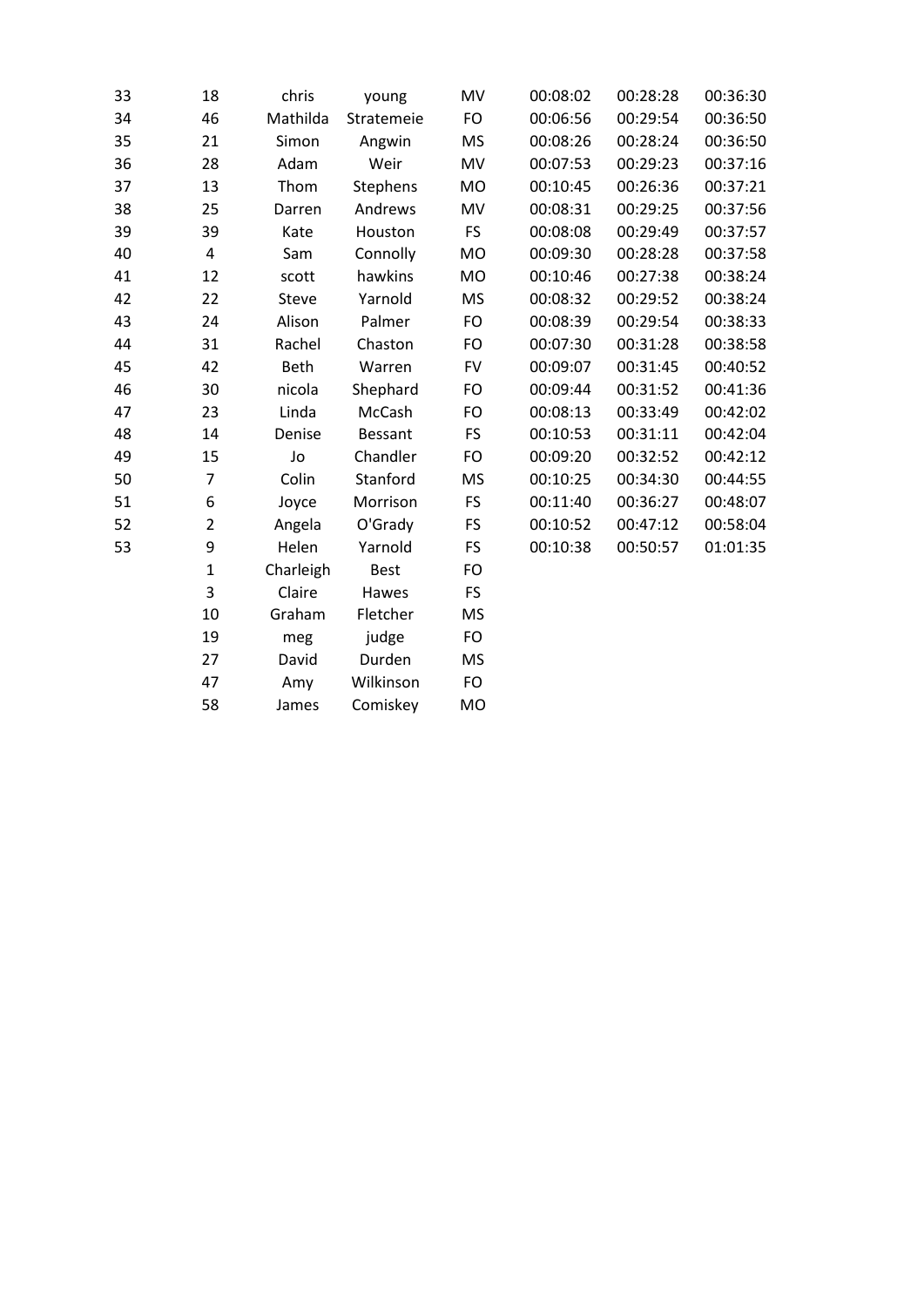| | | | | | | | |
|---|---|---|---|---|---|---|---|
| 33 | 18 | chris | young | MV | 00:08:02 | 00:28:28 | 00:36:30 |
| 34 | 46 | Mathilda | Stratemeie | FO | 00:06:56 | 00:29:54 | 00:36:50 |
| 35 | 21 | Simon | Angwin | MS | 00:08:26 | 00:28:24 | 00:36:50 |
| 36 | 28 | Adam | Weir | MV | 00:07:53 | 00:29:23 | 00:37:16 |
| 37 | 13 | Thom | Stephens | MO | 00:10:45 | 00:26:36 | 00:37:21 |
| 38 | 25 | Darren | Andrews | MV | 00:08:31 | 00:29:25 | 00:37:56 |
| 39 | 39 | Kate | Houston | FS | 00:08:08 | 00:29:49 | 00:37:57 |
| 40 | 4 | Sam | Connolly | MO | 00:09:30 | 00:28:28 | 00:37:58 |
| 41 | 12 | scott | hawkins | MO | 00:10:46 | 00:27:38 | 00:38:24 |
| 42 | 22 | Steve | Yarnold | MS | 00:08:32 | 00:29:52 | 00:38:24 |
| 43 | 24 | Alison | Palmer | FO | 00:08:39 | 00:29:54 | 00:38:33 |
| 44 | 31 | Rachel | Chaston | FO | 00:07:30 | 00:31:28 | 00:38:58 |
| 45 | 42 | Beth | Warren | FV | 00:09:07 | 00:31:45 | 00:40:52 |
| 46 | 30 | nicola | Shephard | FO | 00:09:44 | 00:31:52 | 00:41:36 |
| 47 | 23 | Linda | McCash | FO | 00:08:13 | 00:33:49 | 00:42:02 |
| 48 | 14 | Denise | Bessant | FS | 00:10:53 | 00:31:11 | 00:42:04 |
| 49 | 15 | Jo | Chandler | FO | 00:09:20 | 00:32:52 | 00:42:12 |
| 50 | 7 | Colin | Stanford | MS | 00:10:25 | 00:34:30 | 00:44:55 |
| 51 | 6 | Joyce | Morrison | FS | 00:11:40 | 00:36:27 | 00:48:07 |
| 52 | 2 | Angela | O'Grady | FS | 00:10:52 | 00:47:12 | 00:58:04 |
| 53 | 9 | Helen | Yarnold | FS | 00:10:38 | 00:50:57 | 01:01:35 |
| | 1 | Charleigh | Best | FO | | | |
| | 3 | Claire | Hawes | FS | | | |
| | 10 | Graham | Fletcher | MS | | | |
| | 19 | meg | judge | FO | | | |
| | 27 | David | Durden | MS | | | |
| | 47 | Amy | Wilkinson | FO | | | |
| | 58 | James | Comiskey | MO | | | |